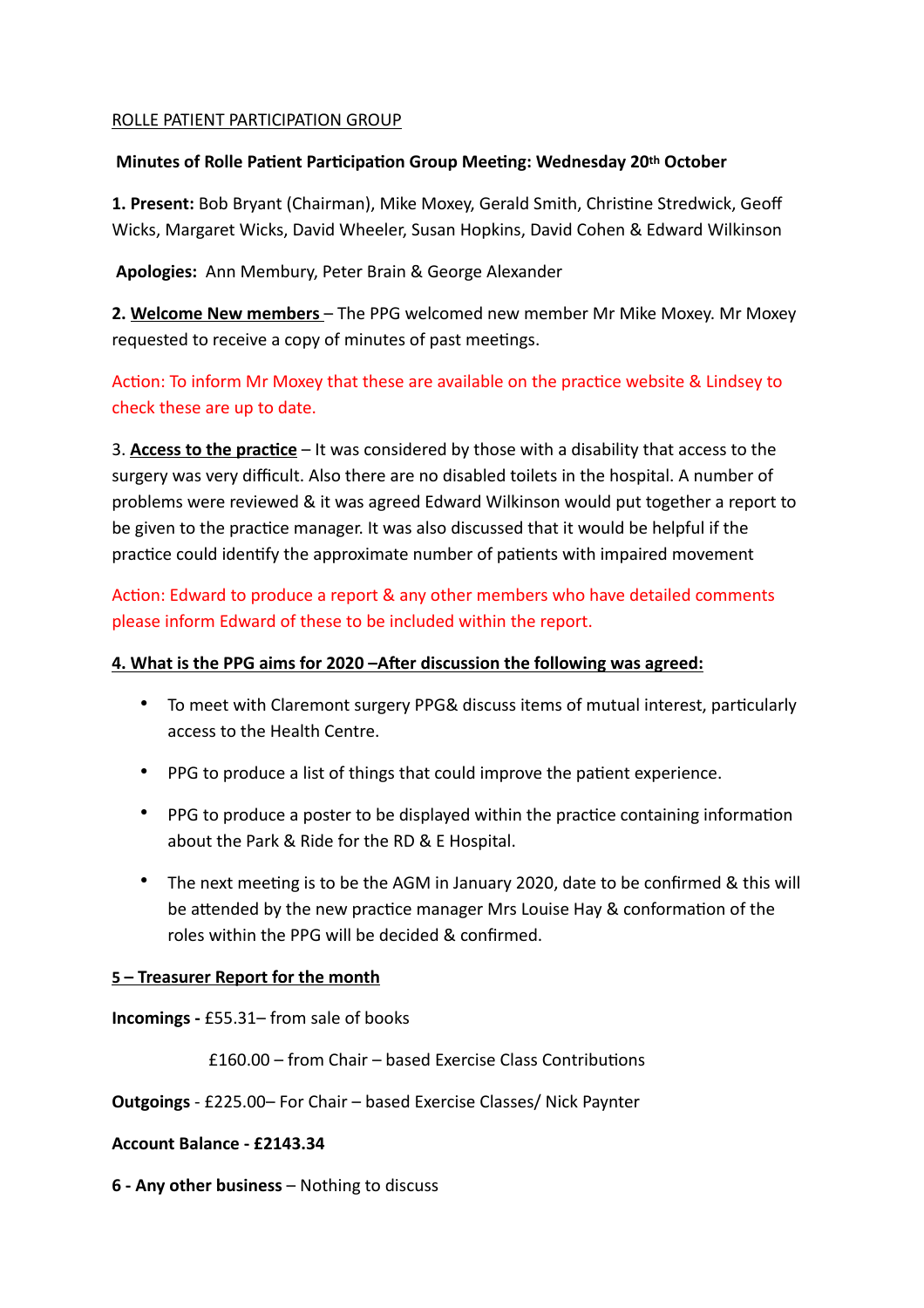ROLLE PATIENT PARTICIPATION GROUP

**Minutes of Rolle Patient Participation Group Meeting: Wednesday 20th October**

**1. Present:** Bob Bryant (Chairman), Mike Moxey, Gerald Smith, Christine Stredwick, Geoff Wicks, Margaret Wicks, David Wheeler, Susan Hopkins, David Cohen & Edward Wilkinson

**Apologies:** Ann Membury, Peter Brain & George Alexander

**2. Welcome New members** – The PPG welcomed new member Mr Mike Moxey. Mr Moxey requested to receive a copy of minutes of past meetings.

Action: To inform Mr Moxey that these are available on the practice website & Lindsey to check these are up to date.

3. **Access to the practice** – It was considered by those with a disability that access to the surgery was very difficult. Also there are no disabled toilets in the hospital. A number of problems were reviewed & it was agreed Edward Wilkinson would put together a report to be given to the practice manager. It was also discussed that it would be helpful if the practice could identify the approximate number of patients with impaired movement

Action: Edward to produce a report & any other members who have detailed comments please inform Edward of these to be included within the report.

**4. What is the PPG aims for 2020 –After discussion the following was agreed:**

- To meet with Claremont surgery PPG& discuss items of mutual interest, particularly access to the Health Centre.
- PPG to produce a list of things that could improve the patient experience.
- PPG to produce a poster to be displayed within the practice containing information about the Park & Ride for the RD & E Hospital.
- The next meeting is to be the AGM in January 2020, date to be confirmed & this will be attended by the new practice manager Mrs Louise Hay & conformation of the roles within the PPG will be decided & confirmed.

**5 – Treasurer Report for the month**

**Incomings -** £55.31– from sale of books

£160.00 – from Chair – based Exercise Class Contributions

**Outgoings** - £225.00– For Chair – based Exercise Classes/ Nick Paynter

**Account Balance - £2143.34**

**6 - Any other business** – Nothing to discuss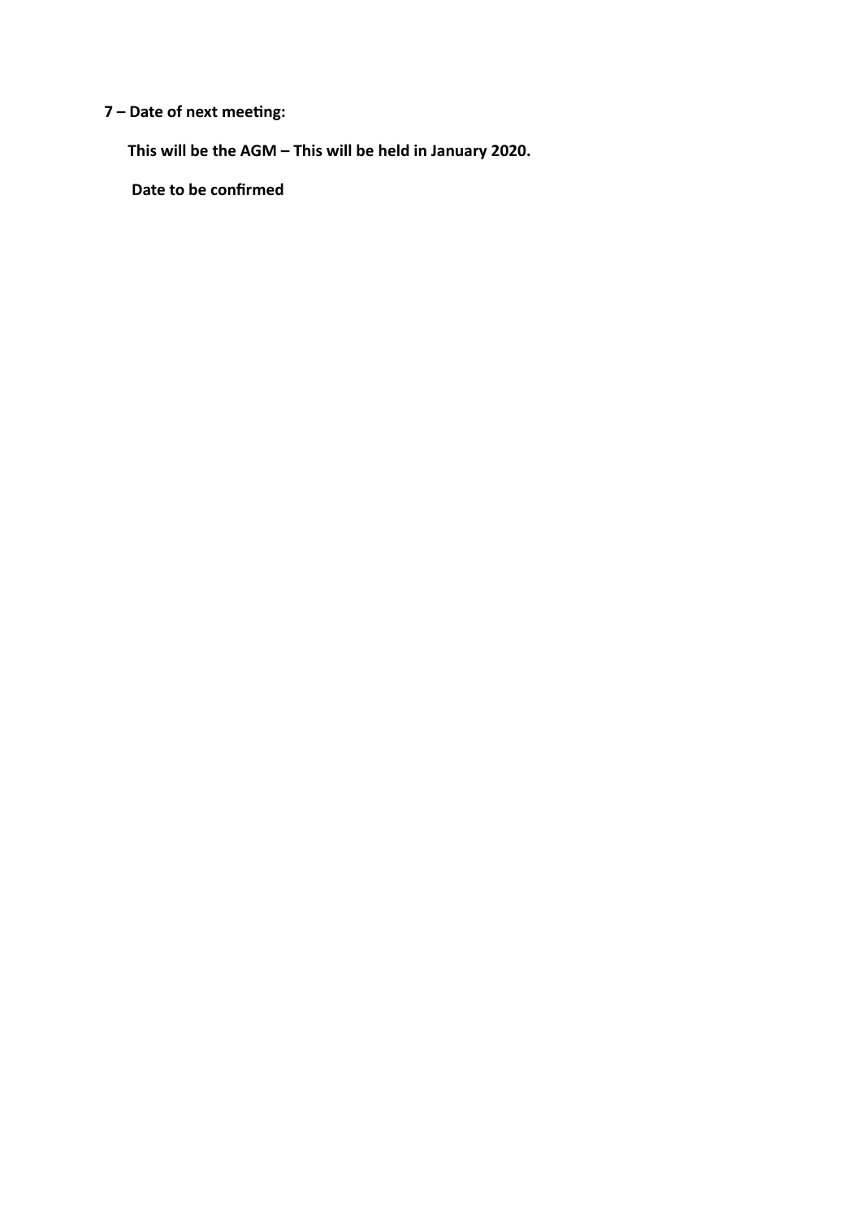**7 – Date of next meeting:**

**This will be the AGM – This will be held in January 2020.**

**Date to be confirmed**